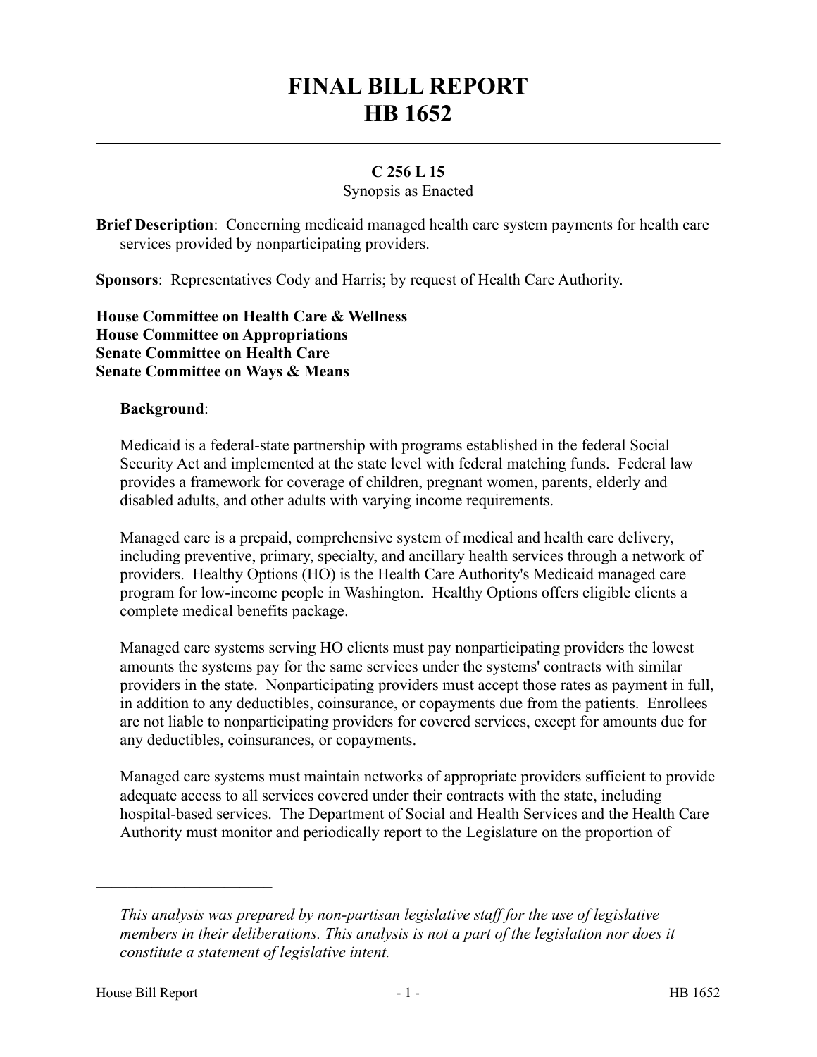# FINAL BILL REPORT
# HB 1652

**C 256 L 15**

Synopsis as Enacted

**Brief Description**: Concerning medicaid managed health care system payments for health care services provided by nonparticipating providers.

**Sponsors**: Representatives Cody and Harris; by request of Health Care Authority.

**House Committee on Health Care & Wellness**
**House Committee on Appropriations**
**Senate Committee on Health Care**
**Senate Committee on Ways & Means**

**Background**:

Medicaid is a federal-state partnership with programs established in the federal Social Security Act and implemented at the state level with federal matching funds. Federal law provides a framework for coverage of children, pregnant women, parents, elderly and disabled adults, and other adults with varying income requirements.

Managed care is a prepaid, comprehensive system of medical and health care delivery, including preventive, primary, specialty, and ancillary health services through a network of providers. Healthy Options (HO) is the Health Care Authority's Medicaid managed care program for low-income people in Washington. Healthy Options offers eligible clients a complete medical benefits package.

Managed care systems serving HO clients must pay nonparticipating providers the lowest amounts the systems pay for the same services under the systems' contracts with similar providers in the state. Nonparticipating providers must accept those rates as payment in full, in addition to any deductibles, coinsurance, or copayments due from the patients. Enrollees are not liable to nonparticipating providers for covered services, except for amounts due for any deductibles, coinsurances, or copayments.

Managed care systems must maintain networks of appropriate providers sufficient to provide adequate access to all services covered under their contracts with the state, including hospital-based services. The Department of Social and Health Services and the Health Care Authority must monitor and periodically report to the Legislature on the proportion of

---

*This analysis was prepared by non-partisan legislative staff for the use of legislative members in their deliberations. This analysis is not a part of the legislation nor does it constitute a statement of legislative intent.*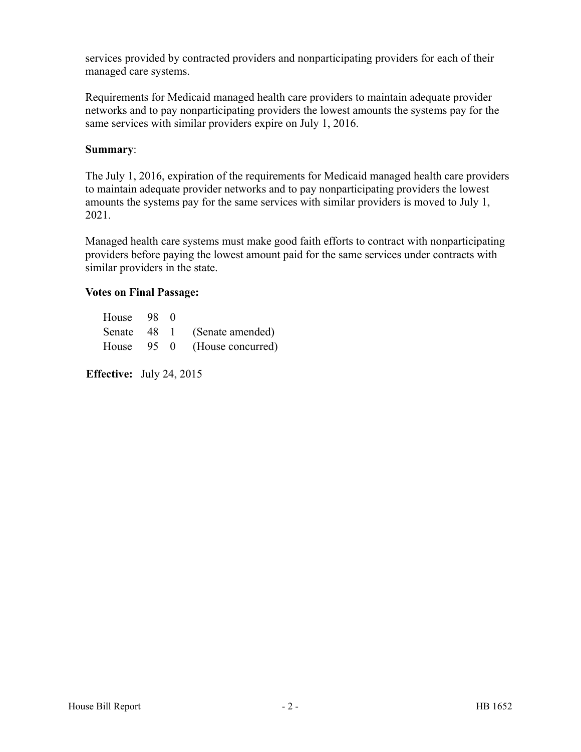services provided by contracted providers and nonparticipating providers for each of their managed care systems.

Requirements for Medicaid managed health care providers to maintain adequate provider networks and to pay nonparticipating providers the lowest amounts the systems pay for the same services with similar providers expire on July 1, 2016.

**Summary**:

The July 1, 2016, expiration of the requirements for Medicaid managed health care providers to maintain adequate provider networks and to pay nonparticipating providers the lowest amounts the systems pay for the same services with similar providers is moved to July 1, 2021.

Managed health care systems must make good faith efforts to contract with nonparticipating providers before paying the lowest amount paid for the same services under contracts with similar providers in the state.

**Votes on Final Passage:**

| | | | |
|---|---|---|---|
| House | 98 | 0 | |
| Senate | 48 | 1 | (Senate amended) |
| House | 95 | 0 | (House concurred) |

**Effective:** July 24, 2015